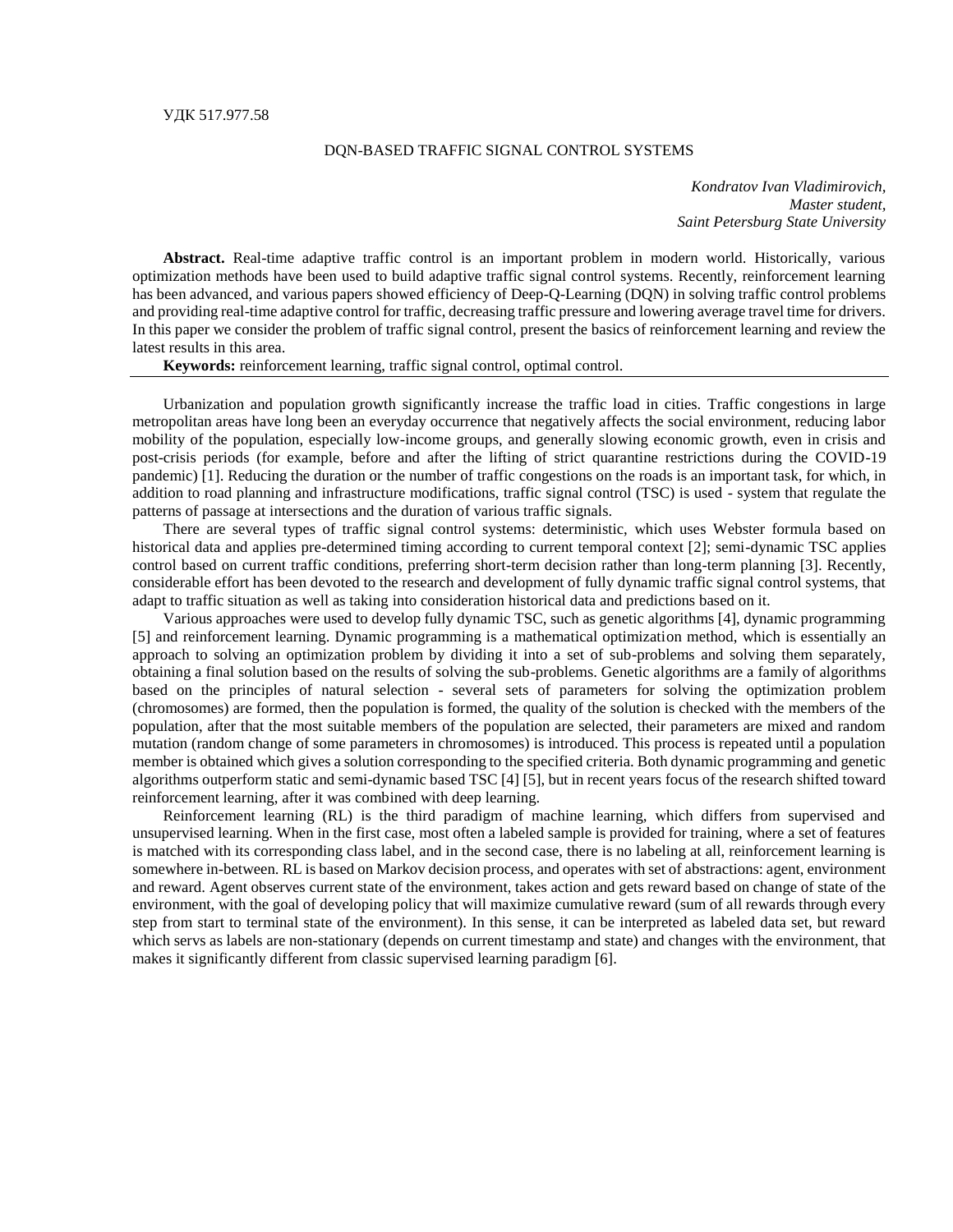УДК 517.977.58

# DQN-BASED TRAFFIC SIGNAL CONTROL SYSTEMS

*Kondratov Ivan Vladimirovich,*
*Master student,*
*Saint Petersburg State University*

**Abstract.** Real-time adaptive traffic control is an important problem in modern world. Historically, various optimization methods have been used to build adaptive traffic signal control systems. Recently, reinforcement learning has been advanced, and various papers showed efficiency of Deep-Q-Learning (DQN) in solving traffic control problems and providing real-time adaptive control for traffic, decreasing traffic pressure and lowering average travel time for drivers. In this paper we consider the problem of traffic signal control, present the basics of reinforcement learning and review the latest results in this area.

**Keywords:** reinforcement learning, traffic signal control, optimal control.

---

Urbanization and population growth significantly increase the traffic load in cities. Traffic congestions in large metropolitan areas have long been an everyday occurrence that negatively affects the social environment, reducing labor mobility of the population, especially low-income groups, and generally slowing economic growth, even in crisis and post-crisis periods (for example, before and after the lifting of strict quarantine restrictions during the COVID-19 pandemic) [1]. Reducing the duration or the number of traffic congestions on the roads is an important task, for which, in addition to road planning and infrastructure modifications, traffic signal control (TSC) is used - system that regulate the patterns of passage at intersections and the duration of various traffic signals.

There are several types of traffic signal control systems: deterministic, which uses Webster formula based on historical data and applies pre-determined timing according to current temporal context [2]; semi-dynamic TSC applies control based on current traffic conditions, preferring short-term decision rather than long-term planning [3]. Recently, considerable effort has been devoted to the research and development of fully dynamic traffic signal control systems, that adapt to traffic situation as well as taking into consideration historical data and predictions based on it.

Various approaches were used to develop fully dynamic TSC, such as genetic algorithms [4], dynamic programming [5] and reinforcement learning. Dynamic programming is a mathematical optimization method, which is essentially an approach to solving an optimization problem by dividing it into a set of sub-problems and solving them separately, obtaining a final solution based on the results of solving the sub-problems. Genetic algorithms are a family of algorithms based on the principles of natural selection - several sets of parameters for solving the optimization problem (chromosomes) are formed, then the population is formed, the quality of the solution is checked with the members of the population, after that the most suitable members of the population are selected, their parameters are mixed and random mutation (random change of some parameters in chromosomes) is introduced. This process is repeated until a population member is obtained which gives a solution corresponding to the specified criteria. Both dynamic programming and genetic algorithms outperform static and semi-dynamic based TSC [4] [5], but in recent years focus of the research shifted toward reinforcement learning, after it was combined with deep learning.

Reinforcement learning (RL) is the third paradigm of machine learning, which differs from supervised and unsupervised learning. When in the first case, most often a labeled sample is provided for training, where a set of features is matched with its corresponding class label, and in the second case, there is no labeling at all, reinforcement learning is somewhere in-between. RL is based on Markov decision process, and operates with set of abstractions: agent, environment and reward. Agent observes current state of the environment, takes action and gets reward based on change of state of the environment, with the goal of developing policy that will maximize cumulative reward (sum of all rewards through every step from start to terminal state of the environment). In this sense, it can be interpreted as labeled data set, but reward which servs as labels are non-stationary (depends on current timestamp and state) and changes with the environment, that makes it significantly different from classic supervised learning paradigm [6].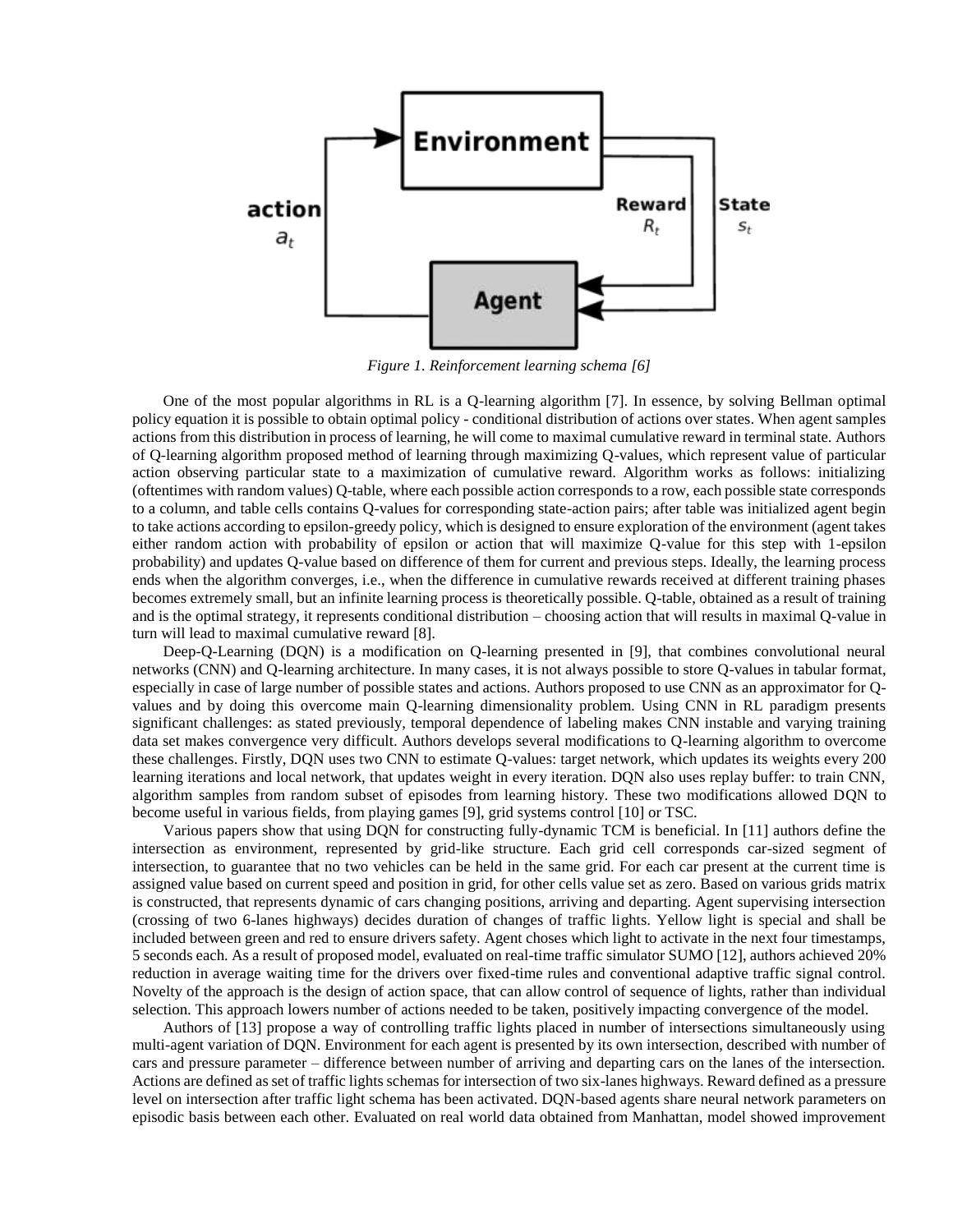Figure 1. Reinforcement learning schema [6]

One of the most popular algorithms in RL is a Q-learning algorithm [7]. In essence, by solving Bellman optimal policy equation it is possible to obtain optimal policy - conditional distribution of actions over states. When agent samples actions from this distribution in process of learning, he will come to maximal cumulative reward in terminal state. Authors of Q-learning algorithm proposed method of learning through maximizing Q-values, which represent value of particular action observing particular state to a maximization of cumulative reward. Algorithm works as follows: initializing (oftentimes with random values) Q-table, where each possible action corresponds to a row, each possible state corresponds to a column, and table cells contains Q-values for corresponding state-action pairs; after table was initialized agent begin to take actions according to epsilon-greedy policy, which is designed to ensure exploration of the environment (agent takes either random action with probability of epsilon or action that will maximize Q-value for this step with 1-epsilon probability) and updates Q-value based on difference of them for current and previous steps. Ideally, the learning process ends when the algorithm converges, i.e., when the difference in cumulative rewards received at different training phases becomes extremely small, but an infinite learning process is theoretically possible. Q-table, obtained as a result of training and is the optimal strategy, it represents conditional distribution – choosing action that will results in maximal Q-value in turn will lead to maximal cumulative reward [8].

Deep-Q-Learning (DQN) is a modification on Q-learning presented in [9], that combines convolutional neural networks (CNN) and Q-learning architecture. In many cases, it is not always possible to store Q-values in tabular format, especially in case of large number of possible states and actions. Authors proposed to use CNN as an approximator for Q-values and by doing this overcome main Q-learning dimensionality problem. Using CNN in RL paradigm presents significant challenges: as stated previously, temporal dependence of labeling makes CNN instable and varying training data set makes convergence very difficult. Authors develops several modifications to Q-learning algorithm to overcome these challenges. Firstly, DQN uses two CNN to estimate Q-values: target network, which updates its weights every 200 learning iterations and local network, that updates weight in every iteration. DQN also uses replay buffer: to train CNN, algorithm samples from random subset of episodes from learning history. These two modifications allowed DQN to become useful in various fields, from playing games [9], grid systems control [10] or TSC.

Various papers show that using DQN for constructing fully-dynamic TCM is beneficial. In [11] authors define the intersection as environment, represented by grid-like structure. Each grid cell corresponds car-sized segment of intersection, to guarantee that no two vehicles can be held in the same grid. For each car present at the current time is assigned value based on current speed and position in grid, for other cells value set as zero. Based on various grids matrix is constructed, that represents dynamic of cars changing positions, arriving and departing. Agent supervising intersection (crossing of two 6-lanes highways) decides duration of changes of traffic lights. Yellow light is special and shall be included between green and red to ensure drivers safety. Agent choses which light to activate in the next four timestamps, 5 seconds each. As a result of proposed model, evaluated on real-time traffic simulator SUMO [12], authors achieved 20% reduction in average waiting time for the drivers over fixed-time rules and conventional adaptive traffic signal control. Novelty of the approach is the design of action space, that can allow control of sequence of lights, rather than individual selection. This approach lowers number of actions needed to be taken, positively impacting convergence of the model.

Authors of [13] propose a way of controlling traffic lights placed in number of intersections simultaneously using multi-agent variation of DQN. Environment for each agent is presented by its own intersection, described with number of cars and pressure parameter – difference between number of arriving and departing cars on the lanes of the intersection. Actions are defined as set of traffic lights schemas for intersection of two six-lanes highways. Reward defined as a pressure level on intersection after traffic light schema has been activated. DQN-based agents share neural network parameters on episodic basis between each other. Evaluated on real world data obtained from Manhattan, model showed improvement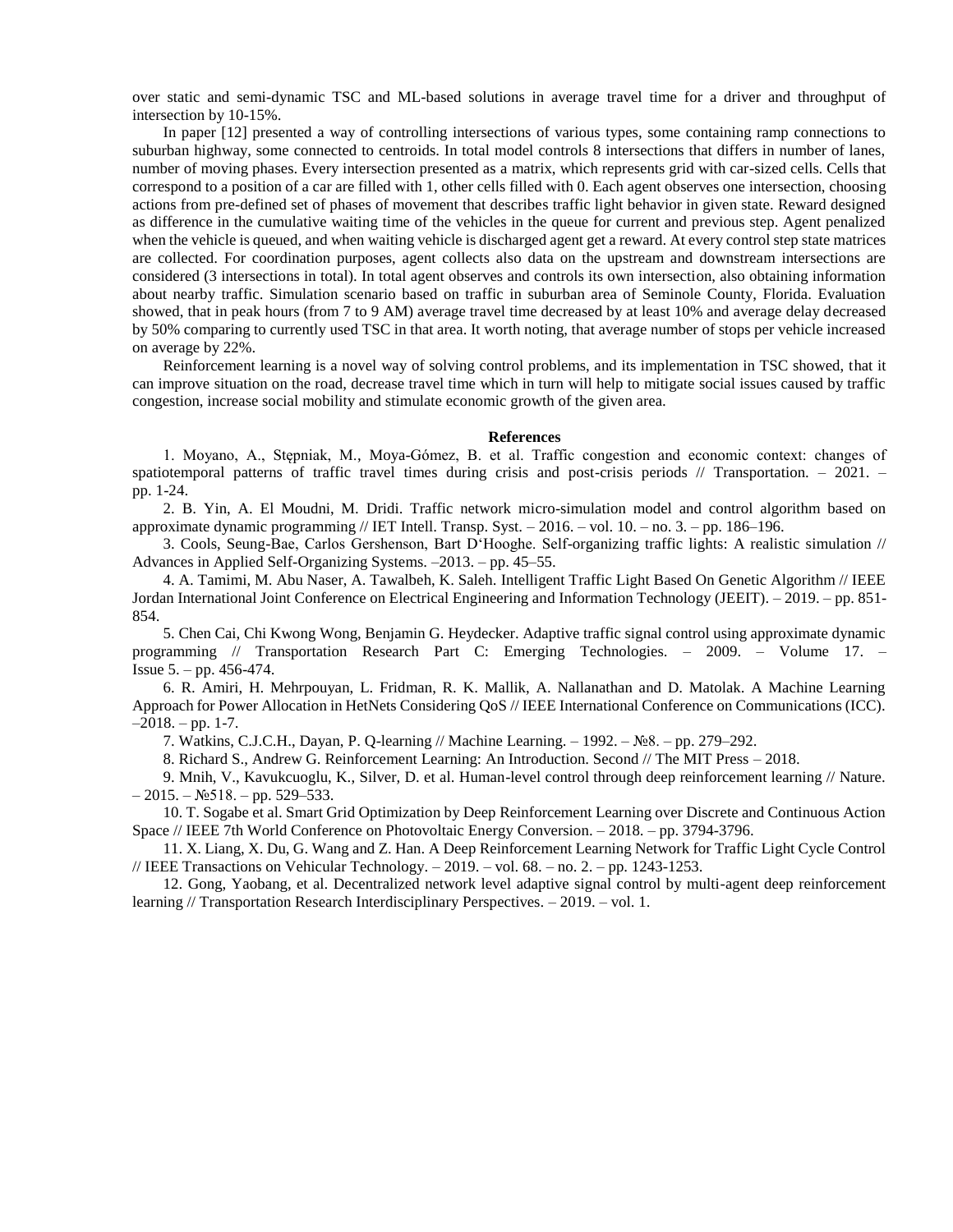over static and semi-dynamic TSC and ML-based solutions in average travel time for a driver and throughput of intersection by 10-15%.

In paper [12] presented a way of controlling intersections of various types, some containing ramp connections to suburban highway, some connected to centroids. In total model controls 8 intersections that differs in number of lanes, number of moving phases. Every intersection presented as a matrix, which represents grid with car-sized cells. Cells that correspond to a position of a car are filled with 1, other cells filled with 0. Each agent observes one intersection, choosing actions from pre-defined set of phases of movement that describes traffic light behavior in given state. Reward designed as difference in the cumulative waiting time of the vehicles in the queue for current and previous step. Agent penalized when the vehicle is queued, and when waiting vehicle is discharged agent get a reward. At every control step state matrices are collected. For coordination purposes, agent collects also data on the upstream and downstream intersections are considered (3 intersections in total). In total agent observes and controls its own intersection, also obtaining information about nearby traffic. Simulation scenario based on traffic in suburban area of Seminole County, Florida. Evaluation showed, that in peak hours (from 7 to 9 AM) average travel time decreased by at least 10% and average delay decreased by 50% comparing to currently used TSC in that area. It worth noting, that average number of stops per vehicle increased on average by 22%.

Reinforcement learning is a novel way of solving control problems, and its implementation in TSC showed, that it can improve situation on the road, decrease travel time which in turn will help to mitigate social issues caused by traffic congestion, increase social mobility and stimulate economic growth of the given area.

## References

1. Moyano, A., Stępniak, M., Moya-Gómez, B. et al. Traffic congestion and economic context: changes of spatiotemporal patterns of traffic travel times during crisis and post-crisis periods // Transportation. – 2021. – pp. 1-24.

2. B. Yin, A. El Moudni, M. Dridi. Traffic network micro-simulation model and control algorithm based on approximate dynamic programming // IET Intell. Transp. Syst. – 2016. – vol. 10. – no. 3. – pp. 186–196.

3. Cools, Seung-Bae, Carlos Gershenson, Bart D'Hooghe. Self-organizing traffic lights: A realistic simulation // Advances in Applied Self-Organizing Systems. –2013. – pp. 45–55.

4. A. Tamimi, M. Abu Naser, A. Tawalbeh, K. Saleh. Intelligent Traffic Light Based On Genetic Algorithm // IEEE Jordan International Joint Conference on Electrical Engineering and Information Technology (JEEIT). – 2019. – pp. 851-854.

5. Chen Cai, Chi Kwong Wong, Benjamin G. Heydecker. Adaptive traffic signal control using approximate dynamic programming // Transportation Research Part C: Emerging Technologies. – 2009. – Volume 17. – Issue 5. – pp. 456-474.

6. R. Amiri, H. Mehrpouyan, L. Fridman, R. K. Mallik, A. Nallanathan and D. Matolak. A Machine Learning Approach for Power Allocation in HetNets Considering QoS // IEEE International Conference on Communications (ICC). –2018. – pp. 1-7.

7. Watkins, C.J.C.H., Dayan, P. Q-learning // Machine Learning. – 1992. – №8. – pp. 279–292.

8. Richard S., Andrew G. Reinforcement Learning: An Introduction. Second // The MIT Press – 2018.

9. Mnih, V., Kavukcuoglu, K., Silver, D. et al. Human-level control through deep reinforcement learning // Nature. – 2015. – №518. – pp. 529–533.

10. T. Sogabe et al. Smart Grid Optimization by Deep Reinforcement Learning over Discrete and Continuous Action Space // IEEE 7th World Conference on Photovoltaic Energy Conversion. – 2018. – pp. 3794-3796.

11. X. Liang, X. Du, G. Wang and Z. Han. A Deep Reinforcement Learning Network for Traffic Light Cycle Control // IEEE Transactions on Vehicular Technology. – 2019. – vol. 68. – no. 2. – pp. 1243-1253.

12. Gong, Yaobang, et al. Decentralized network level adaptive signal control by multi-agent deep reinforcement learning // Transportation Research Interdisciplinary Perspectives. – 2019. – vol. 1.